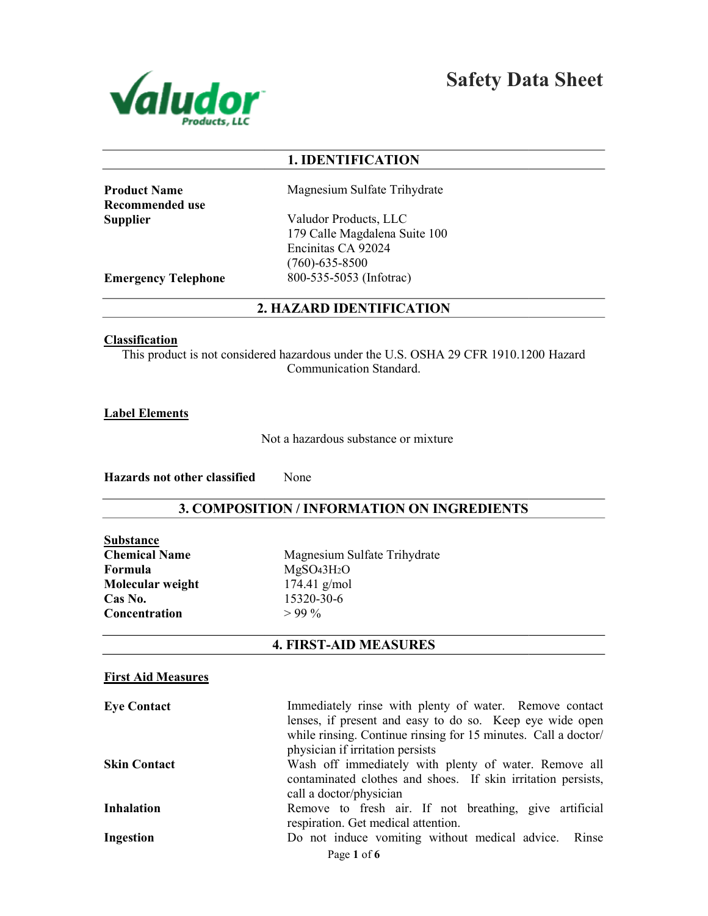Valudor Products, LLC

# Safety Data Sheet

## 1. IDENTIFICATION

| | |
|---|---|
| **Product Name** | Magnesium Sulfate Trihydrate |
| **Recommended use** | |
| **Supplier** | Valudor Products, LLC<br>179 Calle Magdalena Suite 100<br>Encinitas CA 92024<br>(760)-635-8500 |
| **Emergency Telephone** | 800-535-5053 (Infotrac) |

## 2. HAZARD IDENTIFICATION

**Classification**

This product is not considered hazardous under the U.S. OSHA 29 CFR 1910.1200 Hazard Communication Standard.

**Label Elements**

Not a hazardous substance or mixture

**Hazards not other classified** None

## 3. COMPOSITION / INFORMATION ON INGREDIENTS

**Substance**

| | |
|---|---|
| **Chemical Name** | Magnesium Sulfate Trihydrate |
| **Formula** | $MgSO_4 3H_2O$ |
| **Molecular weight** | 174.41 g/mol |
| **Cas No.** | 15320-30-6 |
| **Concentration** | > 99 % |

## 4. FIRST-AID MEASURES

**First Aid Measures**

| | |
|---|---|
| **Eye Contact** | Immediately rinse with plenty of water. Remove contact lenses, if present and easy to do so. Keep eye wide open while rinsing. Continue rinsing for 15 minutes. Call a doctor/ physician if irritation persists |
| **Skin Contact** | Wash off immediately with plenty of water. Remove all contaminated clothes and shoes. If skin irritation persists, call a doctor/physician |
| **Inhalation** | Remove to fresh air. If not breathing, give artificial respiration. Get medical attention. |
| **Ingestion** | Do not induce vomiting without medical advice. Rinse |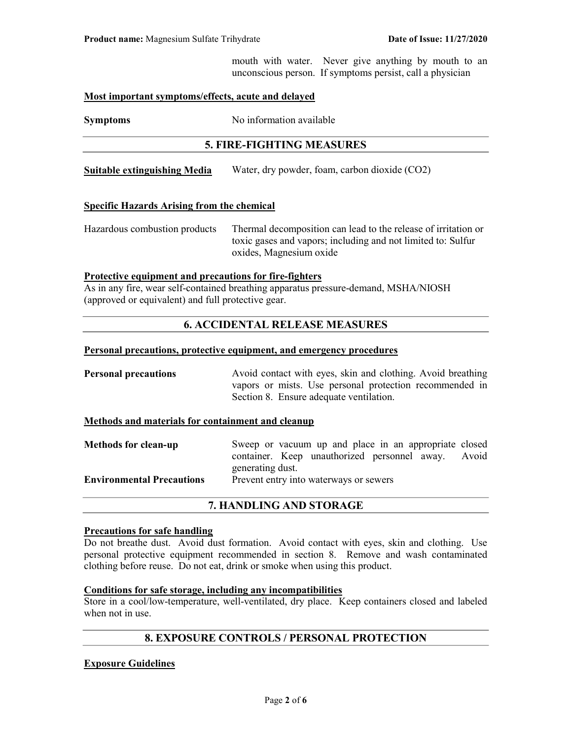mouth with water. Never give anything by mouth to an unconscious person. If symptoms persist, call a physician

**Most important symptoms/effects, acute and delayed**

**Symptoms** No information available

## 5. FIRE-FIGHTING MEASURES

**Suitable extinguishing Media** Water, dry powder, foam, carbon dioxide ($CO_2$)

**Specific Hazards Arising from the chemical**

Hazardous combustion products Thermal decomposition can lead to the release of irritation or toxic gases and vapors; including and not limited to: Sulfur oxides, Magnesium oxide

**Protective equipment and precautions for fire-fighters**

As in any fire, wear self-contained breathing apparatus pressure-demand, MSHA/NIOSH (approved or equivalent) and full protective gear.

## 6. ACCIDENTAL RELEASE MEASURES

**Personal precautions, protective equipment, and emergency procedures**

**Personal precautions** Avoid contact with eyes, skin and clothing. Avoid breathing vapors or mists. Use personal protection recommended in Section 8. Ensure adequate ventilation.

**Methods and materials for containment and cleanup**

**Methods for clean-up** Sweep or vacuum up and place in an appropriate closed container. Keep unauthorized personnel away. Avoid generating dust.

**Environmental Precautions** Prevent entry into waterways or sewers

## 7. HANDLING AND STORAGE

**Precautions for safe handling**

Do not breathe dust. Avoid dust formation. Avoid contact with eyes, skin and clothing. Use personal protective equipment recommended in section 8. Remove and wash contaminated clothing before reuse. Do not eat, drink or smoke when using this product.

**Conditions for safe storage, including any incompatibilities**

Store in a cool/low-temperature, well-ventilated, dry place. Keep containers closed and labeled when not in use.

## 8. EXPOSURE CONTROLS / PERSONAL PROTECTION

**Exposure Guidelines**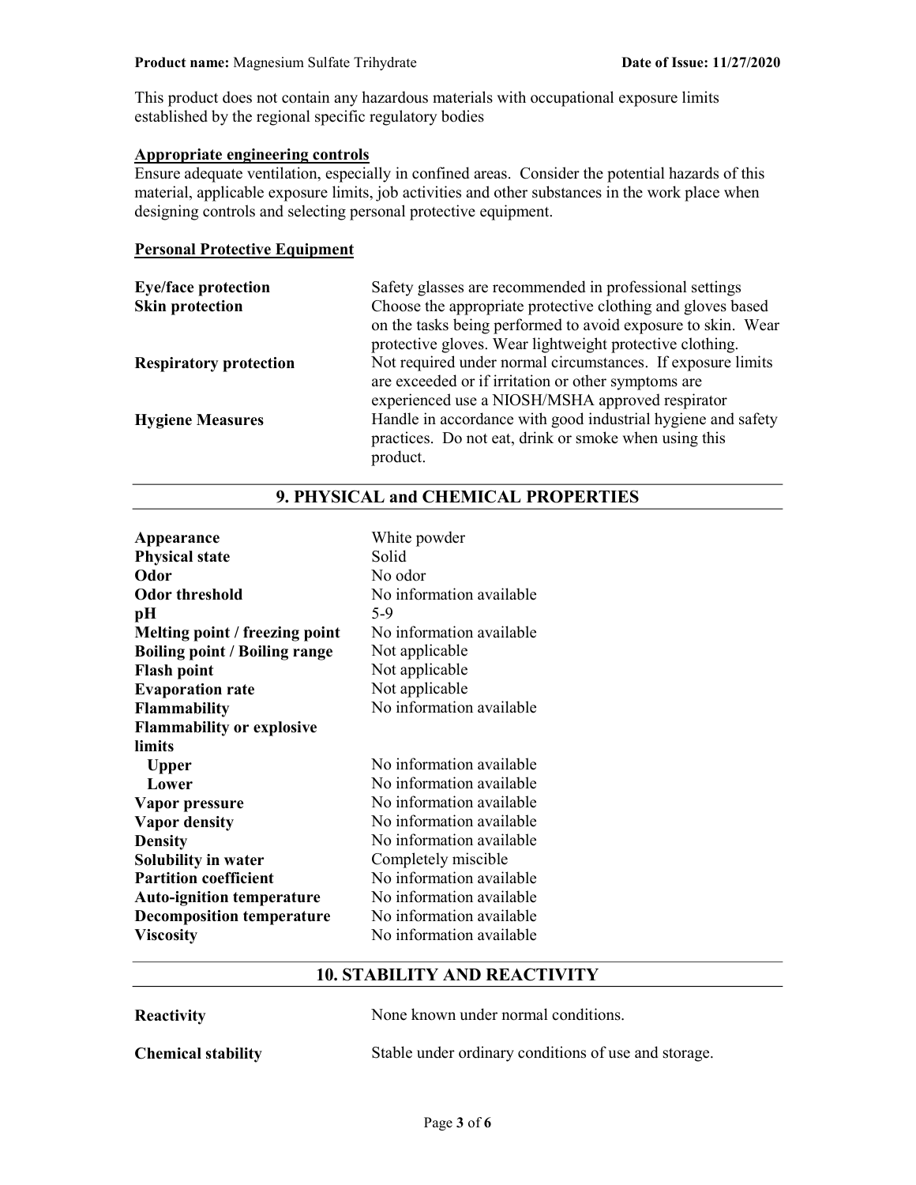This product does not contain any hazardous materials with occupational exposure limits established by the regional specific regulatory bodies

**Appropriate engineering controls**

Ensure adequate ventilation, especially in confined areas. Consider the potential hazards of this material, applicable exposure limits, job activities and other substances in the work place when designing controls and selecting personal protective equipment.

**Personal Protective Equipment**

| | |
|---|---|
| **Eye/face protection** | Safety glasses are recommended in professional settings |
| **Skin protection** | Choose the appropriate protective clothing and gloves based on the tasks being performed to avoid exposure to skin. Wear protective gloves. Wear lightweight protective clothing. |
| **Respiratory protection** | Not required under normal circumstances. If exposure limits are exceeded or if irritation or other symptoms are experienced use a NIOSH/MSHA approved respirator |
| **Hygiene Measures** | Handle in accordance with good industrial hygiene and safety practices. Do not eat, drink or smoke when using this product. |

## 9. PHYSICAL and CHEMICAL PROPERTIES

| | |
|---|---|
| **Appearance** | White powder |
| **Physical state** | Solid |
| **Odor** | No odor |
| **Odor threshold** | No information available |
| **pH** | 5-9 |
| **Melting point / freezing point** | No information available |
| **Boiling point / Boiling range** | Not applicable |
| **Flash point** | Not applicable |
| **Evaporation rate** | Not applicable |
| **Flammability** | No information available |
| **Flammability or explosive limits** | |
| **Upper** | No information available |
| **Lower** | No information available |
| **Vapor pressure** | No information available |
| **Vapor density** | No information available |
| **Density** | No information available |
| **Solubility in water** | Completely miscible |
| **Partition coefficient** | No information available |
| **Auto-ignition temperature** | No information available |
| **Decomposition temperature** | No information available |
| **Viscosity** | No information available |

## 10. STABILITY AND REACTIVITY

| | |
|---|---|
| **Reactivity** | None known under normal conditions. |
| **Chemical stability** | Stable under ordinary conditions of use and storage. |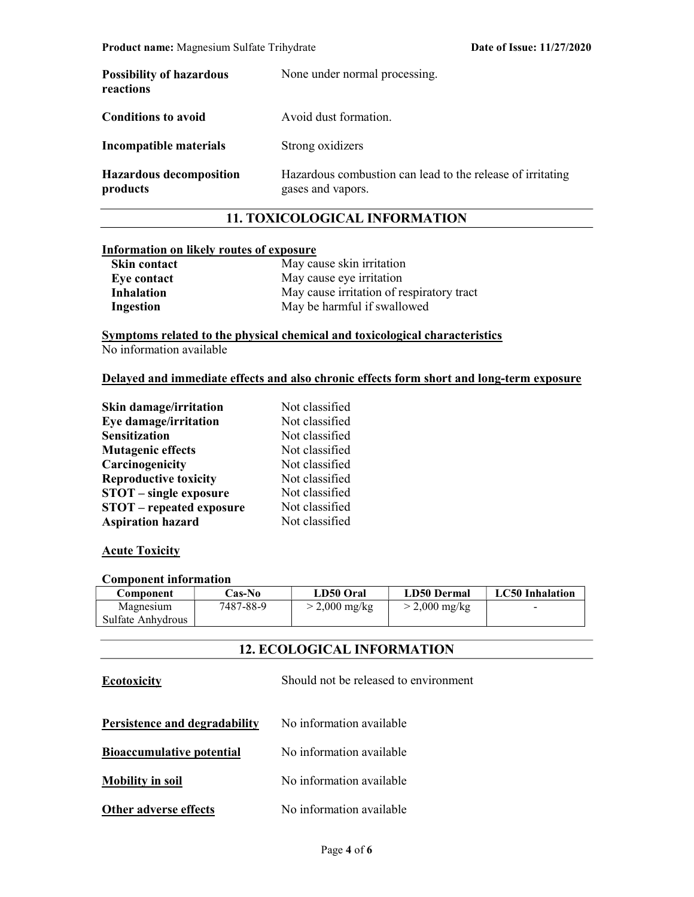| | |
|---|---|
| **Possibility of hazardous reactions** | None under normal processing. |
| **Conditions to avoid** | Avoid dust formation. |
| **Incompatible materials** | Strong oxidizers |
| **Hazardous decomposition products** | Hazardous combustion can lead to the release of irritating gases and vapors. |

## 11. TOXICOLOGICAL INFORMATION

**Information on likely routes of exposure**

| | |
|---|---|
| **Skin contact** | May cause skin irritation |
| **Eye contact** | May cause eye irritation |
| **Inhalation** | May cause irritation of respiratory tract |
| **Ingestion** | May be harmful if swallowed |

**Symptoms related to the physical chemical and toxicological characteristics**

No information available

**Delayed and immediate effects and also chronic effects form short and long-term exposure**

| | |
|---|---|
| **Skin damage/irritation** | Not classified |
| **Eye damage/irritation** | Not classified |
| **Sensitization** | Not classified |
| **Mutagenic effects** | Not classified |
| **Carcinogenicity** | Not classified |
| **Reproductive toxicity** | Not classified |
| **STOT – single exposure** | Not classified |
| **STOT – repeated exposure** | Not classified |
| **Aspiration hazard** | Not classified |

**Acute Toxicity**

**Component information**

| Component | Cas-No | LD50 Oral | LD50 Dermal | LC50 Inhalation |
|---|---|---|---|---|
| Magnesium Sulfate Anhydrous | 7487-88-9 | > 2,000 mg/kg | > 2,000 mg/kg | - |

## 12. ECOLOGICAL INFORMATION

| | |
|---|---|
| **Ecotoxicity** | Should not be released to environment |
| **Persistence and degradability** | No information available |
| **Bioaccumulative potential** | No information available |
| **Mobility in soil** | No information available |
| **Other adverse effects** | No information available |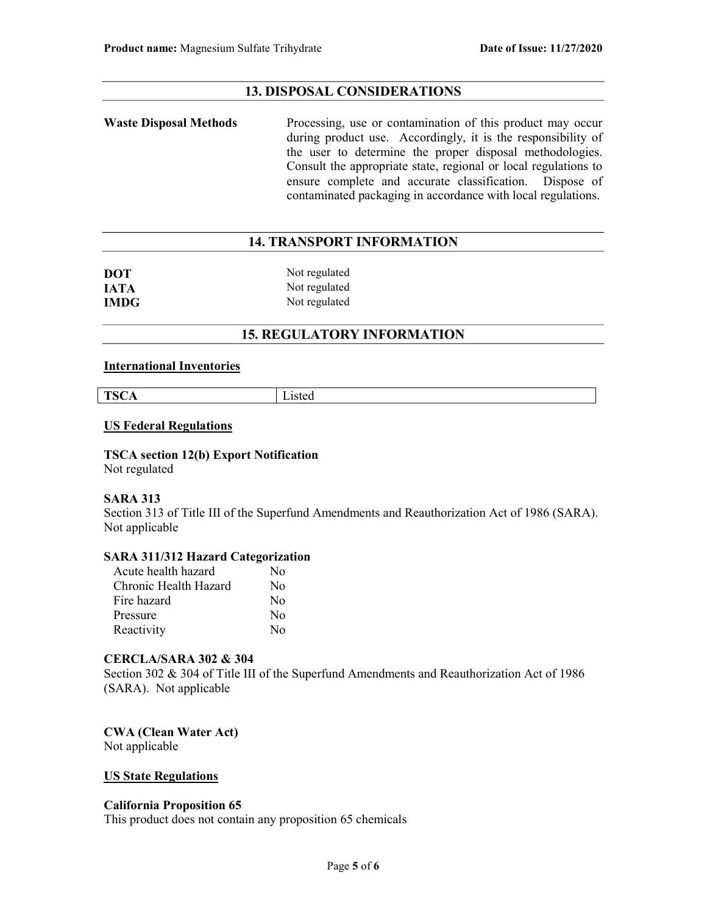## 13. DISPOSAL CONSIDERATIONS

| | |
|---|---|
| **Waste Disposal Methods** | Processing, use or contamination of this product may occur during product use. Accordingly, it is the responsibility of the user to determine the proper disposal methodologies. Consult the appropriate state, regional or local regulations to ensure complete and accurate classification. Dispose of contaminated packaging in accordance with local regulations. |

## 14. TRANSPORT INFORMATION

| | |
|---|---|
| **DOT** | Not regulated |
| **IATA** | Not regulated |
| **IMDG** | Not regulated |

## 15. REGULATORY INFORMATION

### International Inventories

| | |
|---|---|
| **TSCA** | Listed |

### US Federal Regulations

**TSCA section 12(b) Export Notification**
Not regulated

**SARA 313**
Section 313 of Title III of the Superfund Amendments and Reauthorization Act of 1986 (SARA). Not applicable

**SARA 311/312 Hazard Categorization**

| | |
|---|---|
| Acute health hazard | No |
| Chronic Health Hazard | No |
| Fire hazard | No |
| Pressure | No |
| Reactivity | No |

**CERCLA/SARA 302 & 304**
Section 302 & 304 of Title III of the Superfund Amendments and Reauthorization Act of 1986 (SARA). Not applicable

**CWA (Clean Water Act)**
Not applicable

### US State Regulations

**California Proposition 65**
This product does not contain any proposition 65 chemicals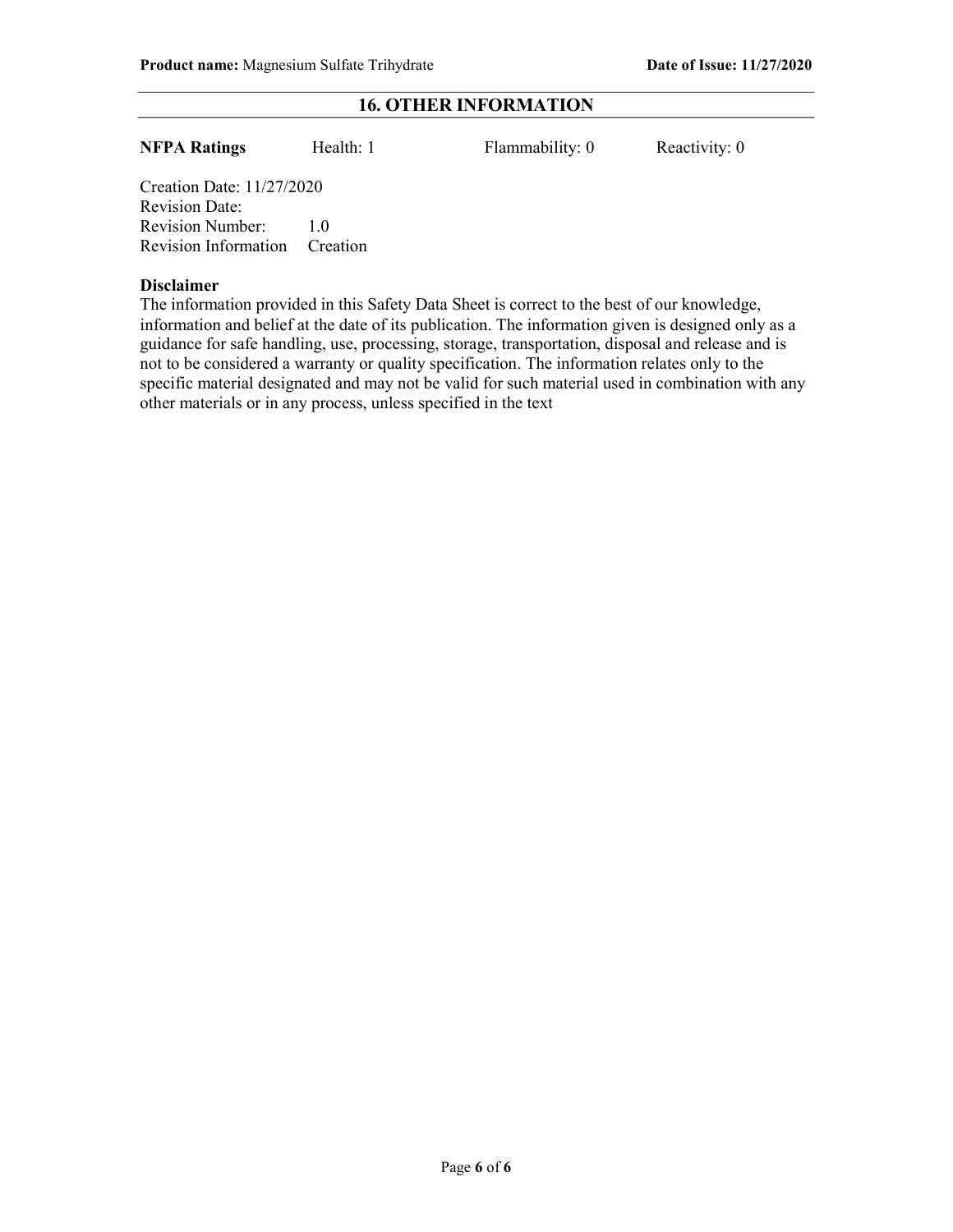## 16. OTHER INFORMATION

| | | | |
|---|---|---|---|
| **NFPA Ratings** | Health: 1 | Flammability: 0 | Reactivity: 0 |

Creation Date: 11/27/2020
Revision Date:
Revision Number: 1.0
Revision Information Creation

**Disclaimer**
The information provided in this Safety Data Sheet is correct to the best of our knowledge, information and belief at the date of its publication. The information given is designed only as a guidance for safe handling, use, processing, storage, transportation, disposal and release and is not to be considered a warranty or quality specification. The information relates only to the specific material designated and may not be valid for such material used in combination with any other materials or in any process, unless specified in the text